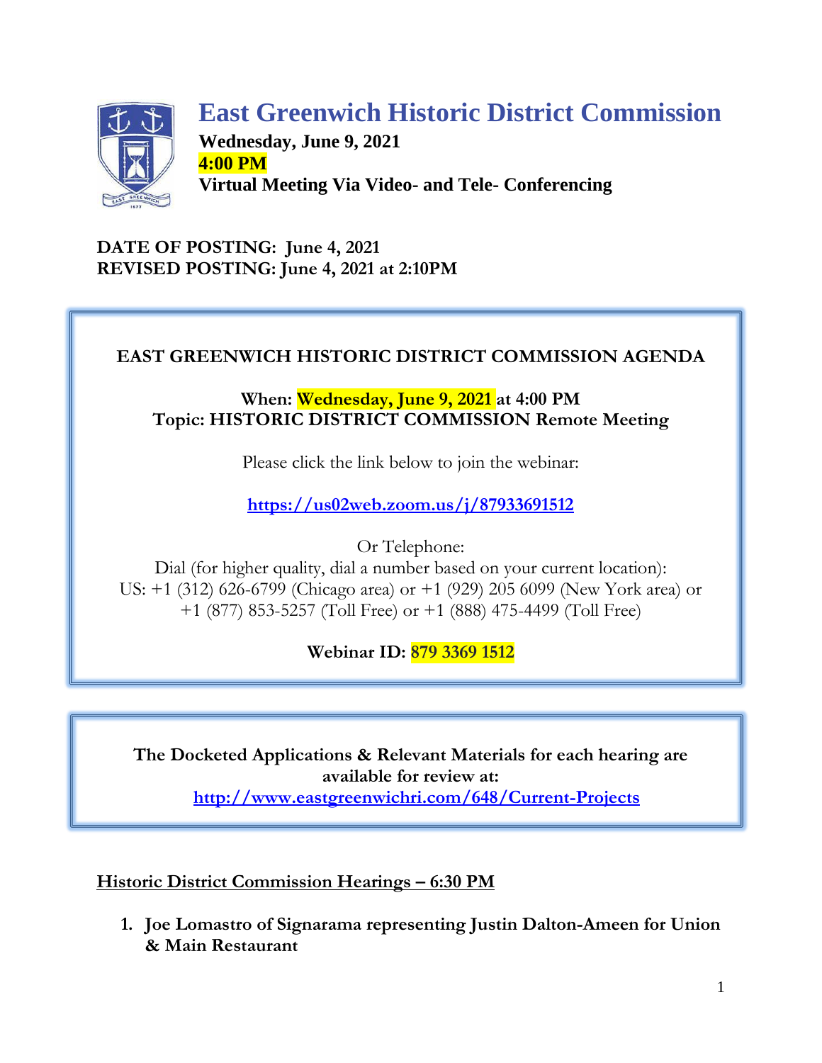# East Greenwich Historic District Commission

**Wednesday, June 9, 2021**
**4:00 PM**
**Virtual Meeting Via Video- and Tele- Conferencing**

**DATE OF POSTING: June 4, 2021**
**REVISED POSTING: June 4, 2021 at 2:10PM**

---

**EAST GREENWICH HISTORIC DISTRICT COMMISSION AGENDA**

**When: Wednesday, June 9, 2021 at 4:00 PM**
**Topic: HISTORIC DISTRICT COMMISSION Remote Meeting**

Please click the link below to join the webinar:

https://us02web.zoom.us/j/87933691512

Or Telephone:
Dial (for higher quality, dial a number based on your current location):
US: +1 (312) 626-6799 (Chicago area) or +1 (929) 205 6099 (New York area) or +1 (877) 853-5257 (Toll Free) or +1 (888) 475-4499 (Toll Free)

**Webinar ID: 879 3369 1512**

---

**The Docketed Applications & Relevant Materials for each hearing are available for review at:**
http://www.eastgreenwichri.com/648/Current-Projects

---

## Historic District Commission Hearings – 6:30 PM

1. **Joe Lomastro of Signarama representing Justin Dalton-Ameen for Union & Main Restaurant**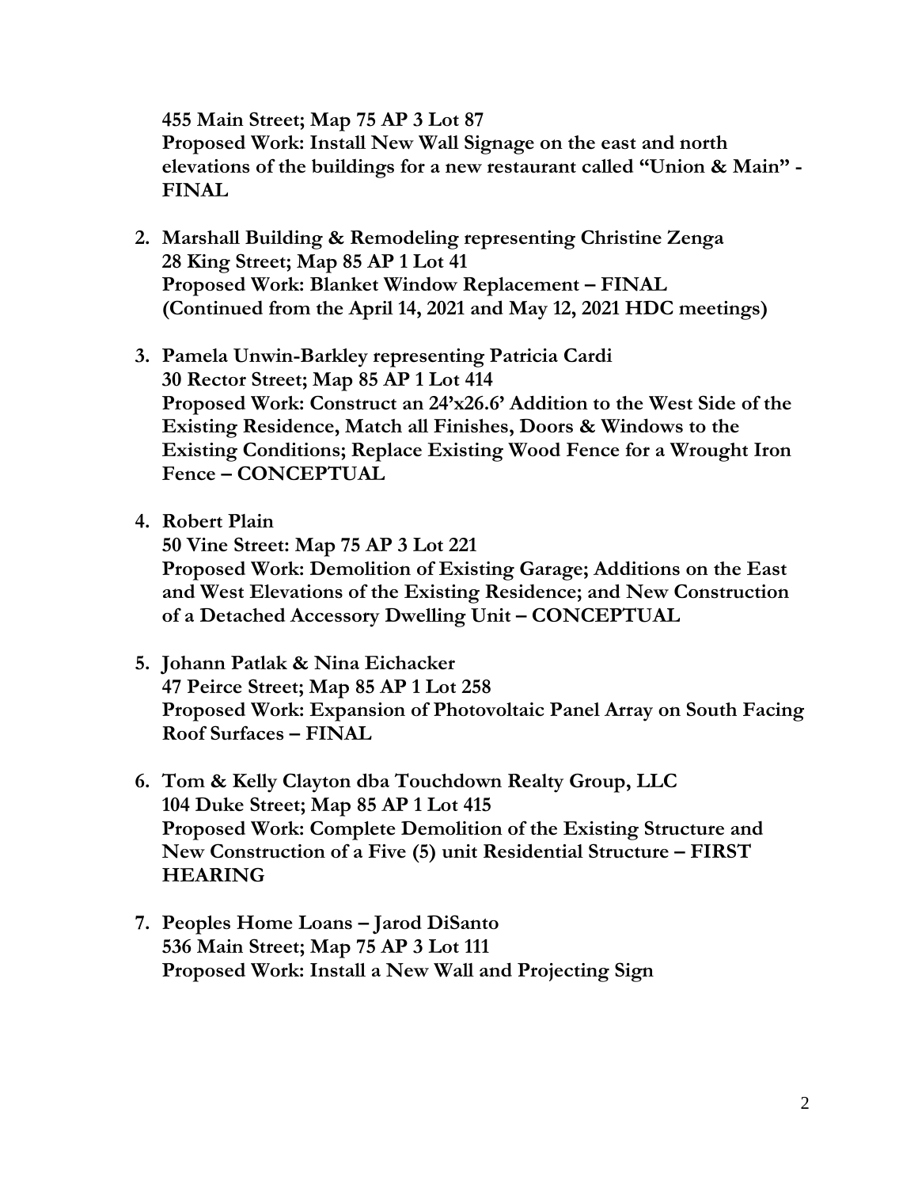**455 Main Street; Map 75 AP 3 Lot 87**
**Proposed Work: Install New Wall Signage on the east and north elevations of the buildings for a new restaurant called "Union & Main" - FINAL**

2. **Marshall Building & Remodeling representing Christine Zenga**
   **28 King Street; Map 85 AP 1 Lot 41**
   **Proposed Work: Blanket Window Replacement – FINAL**
   **(Continued from the April 14, 2021 and May 12, 2021 HDC meetings)**

3. **Pamela Unwin-Barkley representing Patricia Cardi**
   **30 Rector Street; Map 85 AP 1 Lot 414**
   **Proposed Work: Construct an 24'x26.6' Addition to the West Side of the Existing Residence, Match all Finishes, Doors & Windows to the Existing Conditions; Replace Existing Wood Fence for a Wrought Iron Fence – CONCEPTUAL**

4. **Robert Plain**
   **50 Vine Street: Map 75 AP 3 Lot 221**
   **Proposed Work: Demolition of Existing Garage; Additions on the East and West Elevations of the Existing Residence; and New Construction of a Detached Accessory Dwelling Unit – CONCEPTUAL**

5. **Johann Patlak & Nina Eichacker**
   **47 Peirce Street; Map 85 AP 1 Lot 258**
   **Proposed Work: Expansion of Photovoltaic Panel Array on South Facing Roof Surfaces – FINAL**

6. **Tom & Kelly Clayton dba Touchdown Realty Group, LLC**
   **104 Duke Street; Map 85 AP 1 Lot 415**
   **Proposed Work: Complete Demolition of the Existing Structure and New Construction of a Five (5) unit Residential Structure – FIRST HEARING**

7. **Peoples Home Loans – Jarod DiSanto**
   **536 Main Street; Map 75 AP 3 Lot 111**
   **Proposed Work: Install a New Wall and Projecting Sign**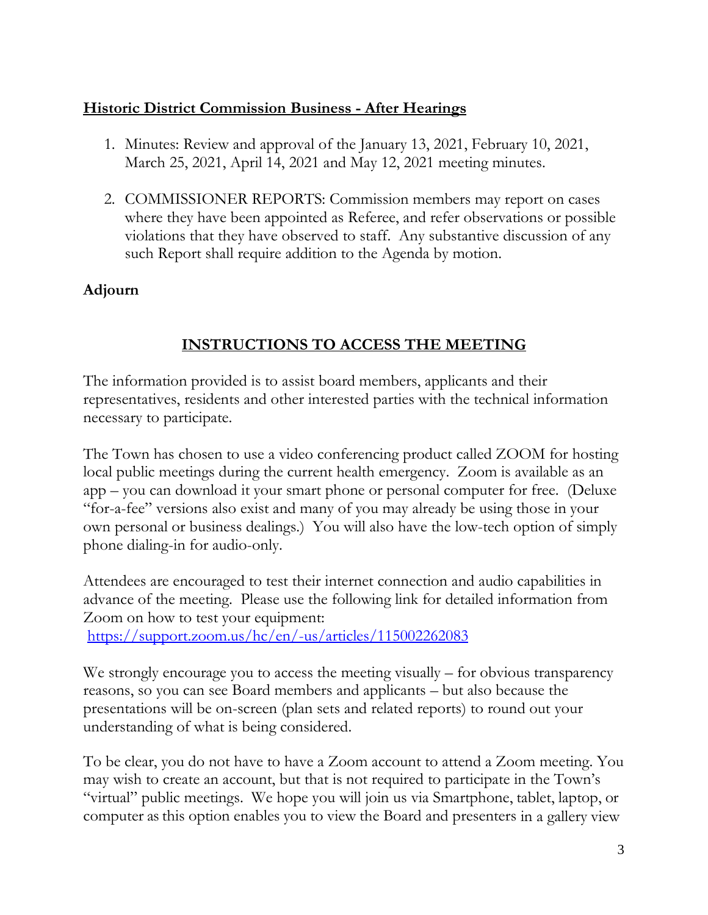**Historic District Commission Business - After Hearings**

1. Minutes: Review and approval of the January 13, 2021, February 10, 2021, March 25, 2021, April 14, 2021 and May 12, 2021 meeting minutes.

2. COMMISSIONER REPORTS: Commission members may report on cases where they have been appointed as Referee, and refer observations or possible violations that they have observed to staff. Any substantive discussion of any such Report shall require addition to the Agenda by motion.

**Adjourn**

## INSTRUCTIONS TO ACCESS THE MEETING

The information provided is to assist board members, applicants and their representatives, residents and other interested parties with the technical information necessary to participate.

The Town has chosen to use a video conferencing product called ZOOM for hosting local public meetings during the current health emergency. Zoom is available as an app – you can download it your smart phone or personal computer for free. (Deluxe "for-a-fee" versions also exist and many of you may already be using those in your own personal or business dealings.) You will also have the low-tech option of simply phone dialing-in for audio-only.

Attendees are encouraged to test their internet connection and audio capabilities in advance of the meeting. Please use the following link for detailed information from Zoom on how to test your equipment:
https://support.zoom.us/hc/en/-us/articles/115002262083

We strongly encourage you to access the meeting visually – for obvious transparency reasons, so you can see Board members and applicants – but also because the presentations will be on-screen (plan sets and related reports) to round out your understanding of what is being considered.

To be clear, you do not have to have a Zoom account to attend a Zoom meeting. You may wish to create an account, but that is not required to participate in the Town's "virtual" public meetings. We hope you will join us via Smartphone, tablet, laptop, or computer as this option enables you to view the Board and presenters in a gallery view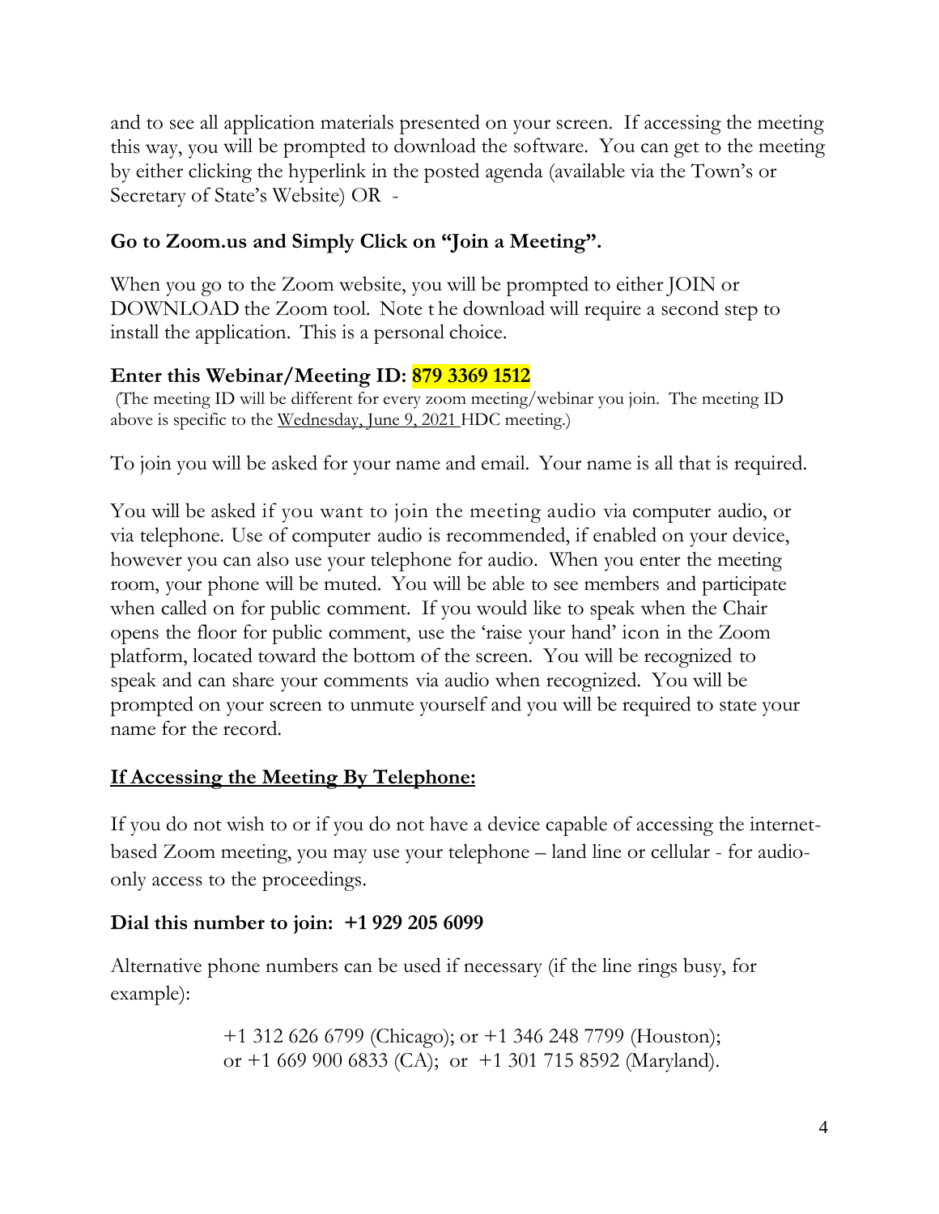and to see all application materials presented on your screen. If accessing the meeting this way, you will be prompted to download the software. You can get to the meeting by either clicking the hyperlink in the posted agenda (available via the Town's or Secretary of State's Website) OR -

**Go to Zoom.us and Simply Click on "Join a Meeting".**

When you go to the Zoom website, you will be prompted to either JOIN or DOWNLOAD the Zoom tool. Note the download will require a second step to install the application. This is a personal choice.

**Enter this Webinar/Meeting ID: 879 3369 1512**

(The meeting ID will be different for every zoom meeting/webinar you join. The meeting ID above is specific to the Wednesday, June 9, 2021 HDC meeting.)

To join you will be asked for your name and email. Your name is all that is required.

You will be asked if you want to join the meeting audio via computer audio, or via telephone. Use of computer audio is recommended, if enabled on your device, however you can also use your telephone for audio. When you enter the meeting room, your phone will be muted. You will be able to see members and participate when called on for public comment. If you would like to speak when the Chair opens the floor for public comment, use the 'raise your hand' icon in the Zoom platform, located toward the bottom of the screen. You will be recognized to speak and can share your comments via audio when recognized. You will be prompted on your screen to unmute yourself and you will be required to state your name for the record.

**If Accessing the Meeting By Telephone:**

If you do not wish to or if you do not have a device capable of accessing the internet-based Zoom meeting, you may use your telephone – land line or cellular - for audio-only access to the proceedings.

**Dial this number to join: +1 929 205 6099**

Alternative phone numbers can be used if necessary (if the line rings busy, for example):

+1 312 626 6799 (Chicago); or +1 346 248 7799 (Houston); or +1 669 900 6833 (CA); or +1 301 715 8592 (Maryland).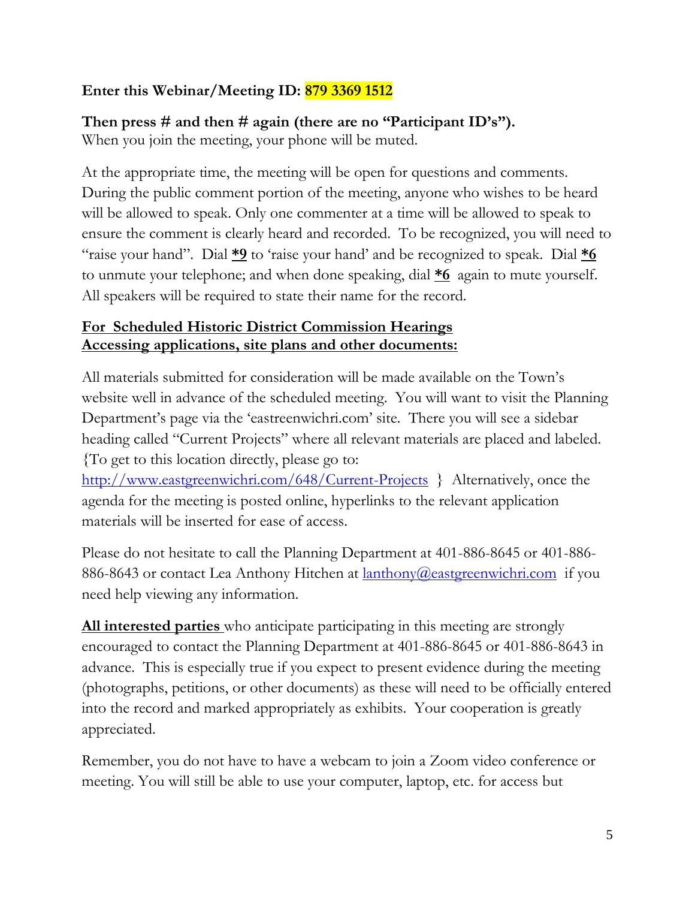**Enter this Webinar/Meeting ID: 879 3369 1512**

**Then press # and then # again (there are no "Participant ID's").**
When you join the meeting, your phone will be muted.

At the appropriate time, the meeting will be open for questions and comments. During the public comment portion of the meeting, anyone who wishes to be heard will be allowed to speak. Only one commenter at a time will be allowed to speak to ensure the comment is clearly heard and recorded. To be recognized, you will need to "raise your hand". Dial **<u>*9</u>** to 'raise your hand' and be recognized to speak. Dial **<u>*6</u>** to unmute your telephone; and when done speaking, dial **<u>*6</u>** again to mute yourself. All speakers will be required to state their name for the record.

**<u>For Scheduled Historic District Commission Hearings</u>**
**<u>Accessing applications, site plans and other documents:</u>**

All materials submitted for consideration will be made available on the Town's website well in advance of the scheduled meeting. You will want to visit the Planning Department's page via the 'eastreenwichri.com' site. There you will see a sidebar heading called "Current Projects" where all relevant materials are placed and labeled. {To get to this location directly, please go to: [http://www.eastgreenwichri.com/648/Current-Projects](http://www.eastgreenwichri.com/648/Current-Projects) } Alternatively, once the agenda for the meeting is posted online, hyperlinks to the relevant application materials will be inserted for ease of access.

Please do not hesitate to call the Planning Department at 401-886-8645 or 401-886-886-8643 or contact Lea Anthony Hitchen at [lanthony@eastgreenwichri.com](mailto:lanthony@eastgreenwichri.com) if you need help viewing any information.

**<u>All interested parties</u>** who anticipate participating in this meeting are strongly encouraged to contact the Planning Department at 401-886-8645 or 401-886-8643 in advance. This is especially true if you expect to present evidence during the meeting (photographs, petitions, or other documents) as these will need to be officially entered into the record and marked appropriately as exhibits. Your cooperation is greatly appreciated.

Remember, you do not have to have a webcam to join a Zoom video conference or meeting. You will still be able to use your computer, laptop, etc. for access but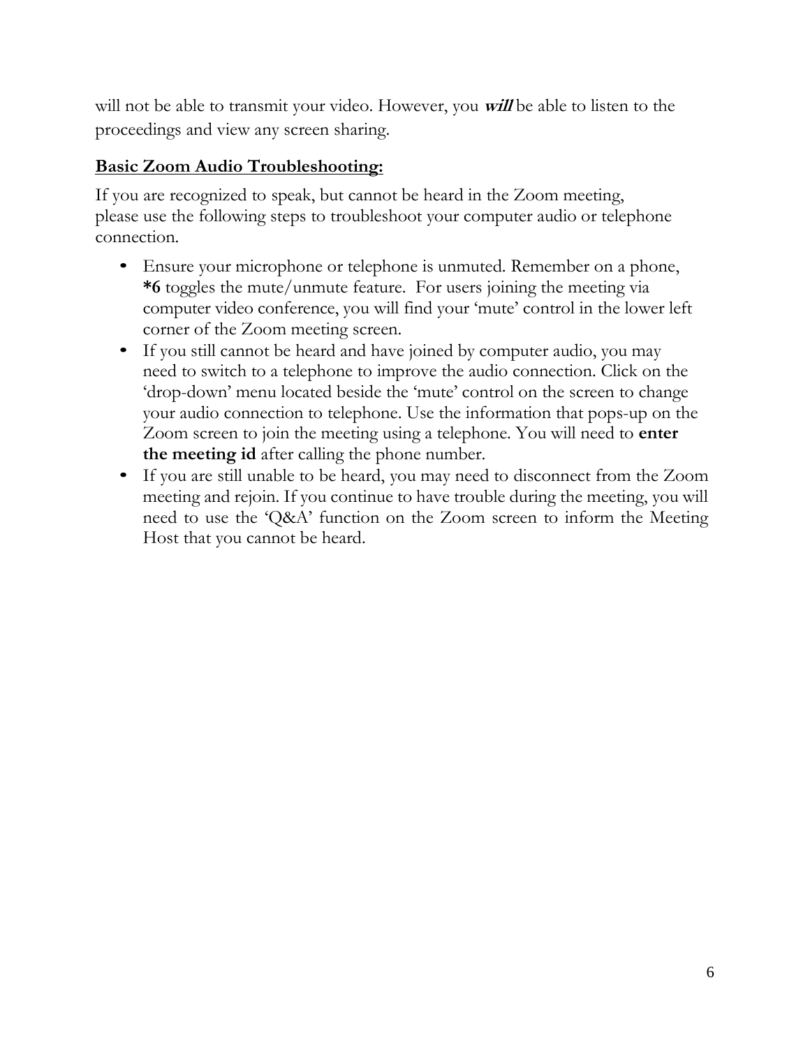will not be able to transmit your video. However, you ***will*** be able to listen to the proceedings and view any screen sharing.

**Basic Zoom Audio Troubleshooting:**

If you are recognized to speak, but cannot be heard in the Zoom meeting, please use the following steps to troubleshoot your computer audio or telephone connection.

- Ensure your microphone or telephone is unmuted. Remember on a phone, **\*6** toggles the mute/unmute feature. For users joining the meeting via computer video conference, you will find your 'mute' control in the lower left corner of the Zoom meeting screen.
- If you still cannot be heard and have joined by computer audio, you may need to switch to a telephone to improve the audio connection. Click on the 'drop-down' menu located beside the 'mute' control on the screen to change your audio connection to telephone. Use the information that pops-up on the Zoom screen to join the meeting using a telephone. You will need to **enter the meeting id** after calling the phone number.
- If you are still unable to be heard, you may need to disconnect from the Zoom meeting and rejoin. If you continue to have trouble during the meeting, you will need to use the 'Q&A' function on the Zoom screen to inform the Meeting Host that you cannot be heard.